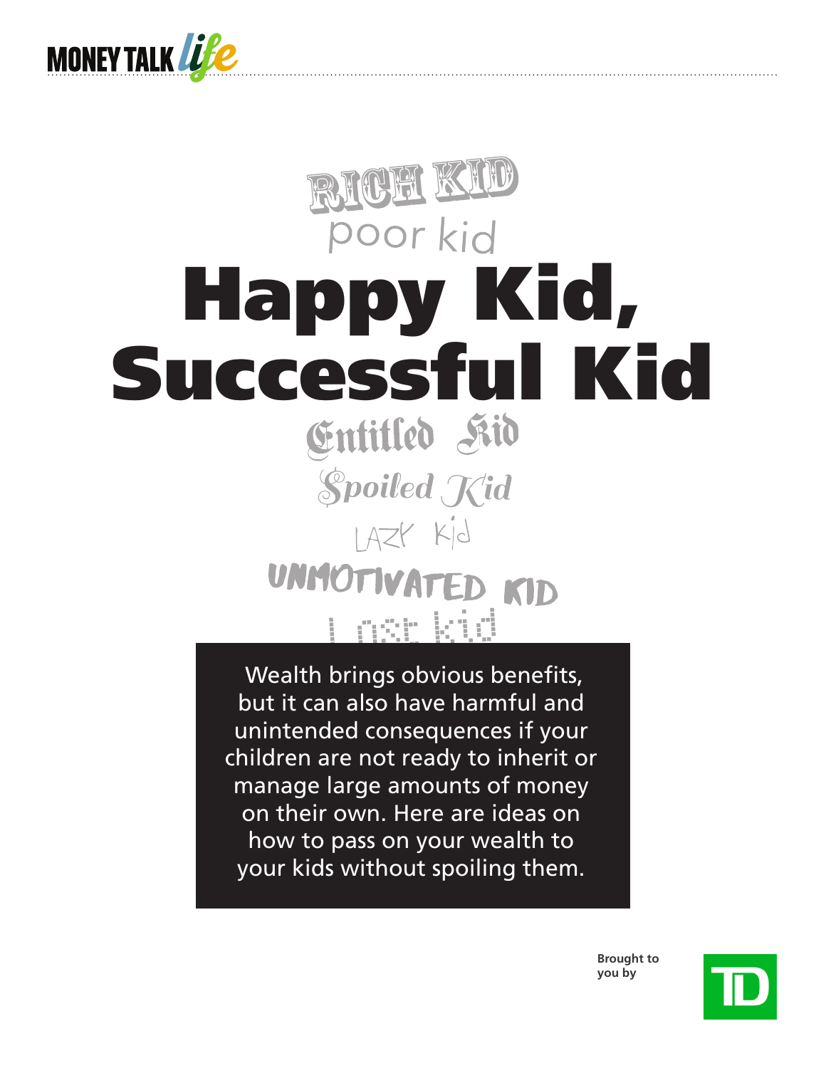MONEY TALK *life*

RICH KID

poor kid

# Happy Kid, Successful Kid

Entitled Kid

*Spoiled Kid*

LAZY Kid

UNMOTIVATED KID

Lost kid

Wealth brings obvious benefits, but it can also have harmful and unintended consequences if your children are not ready to inherit or manage large amounts of money on their own. Here are ideas on how to pass on your wealth to your kids without spoiling them.

**Brought to you by**

TD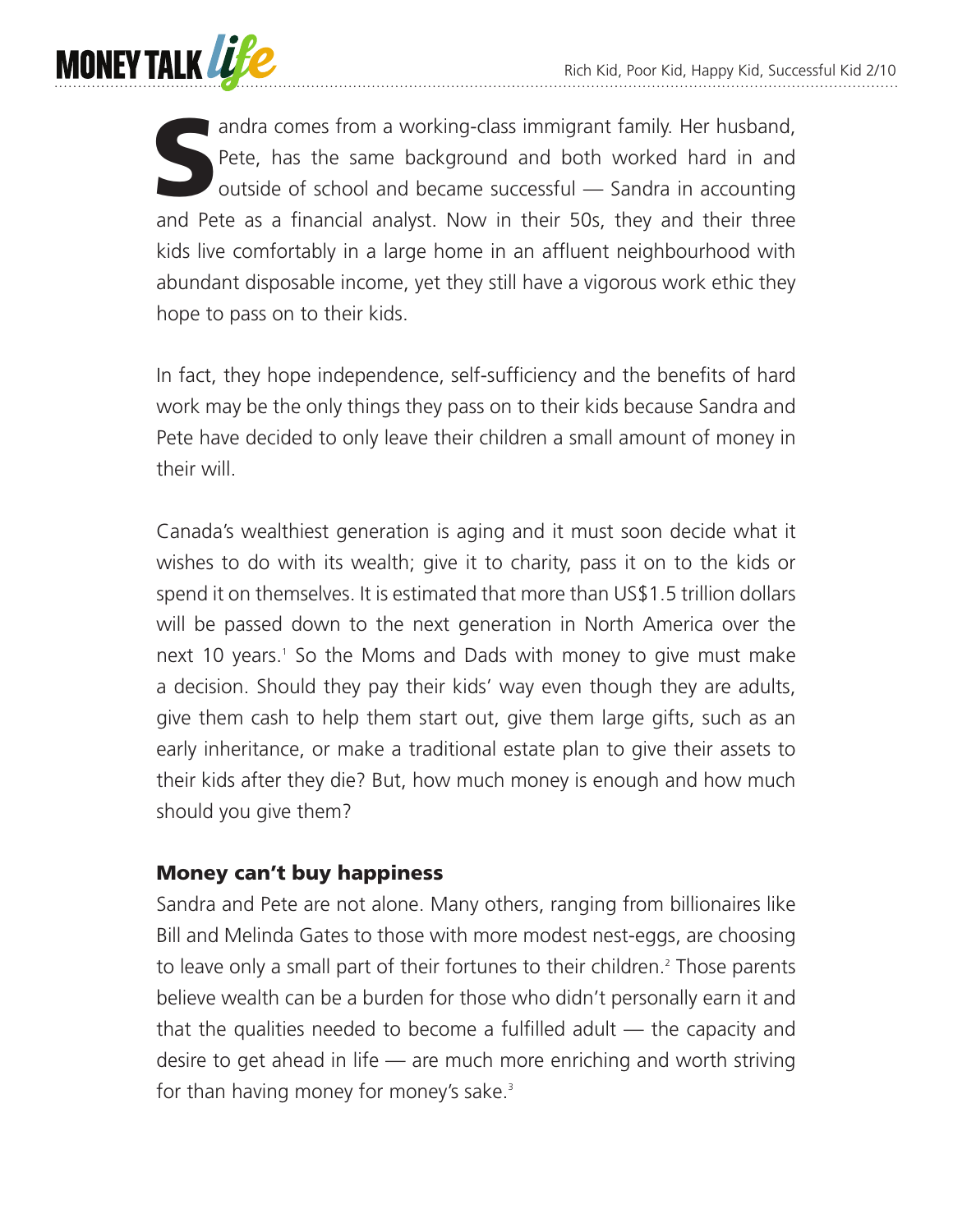Sandra comes from a working-class immigrant family. Her husband, Pete, has the same background and both worked hard in and outside of school and became successful — Sandra in accounting and Pete as a financial analyst. Now in their 50s, they and their three kids live comfortably in a large home in an affluent neighbourhood with abundant disposable income, yet they still have a vigorous work ethic they hope to pass on to their kids.

In fact, they hope independence, self-sufficiency and the benefits of hard work may be the only things they pass on to their kids because Sandra and Pete have decided to only leave their children a small amount of money in their will.

Canada's wealthiest generation is aging and it must soon decide what it wishes to do with its wealth; give it to charity, pass it on to the kids or spend it on themselves. It is estimated that more than US$1.5 trillion dollars will be passed down to the next generation in North America over the next 10 years.[1] So the Moms and Dads with money to give must make a decision. Should they pay their kids' way even though they are adults, give them cash to help them start out, give them large gifts, such as an early inheritance, or make a traditional estate plan to give their assets to their kids after they die? But, how much money is enough and how much should you give them?

## Money can't buy happiness

Sandra and Pete are not alone. Many others, ranging from billionaires like Bill and Melinda Gates to those with more modest nest-eggs, are choosing to leave only a small part of their fortunes to their children.[2] Those parents believe wealth can be a burden for those who didn't personally earn it and that the qualities needed to become a fulfilled adult — the capacity and desire to get ahead in life — are much more enriching and worth striving for than having money for money's sake.[3]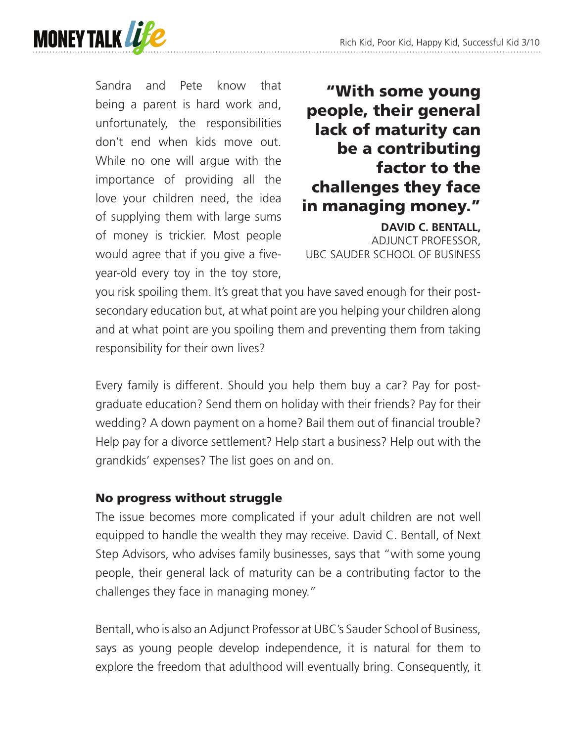Sandra and Pete know that being a parent is hard work and, unfortunately, the responsibilities don't end when kids move out. While no one will argue with the importance of providing all the love your children need, the idea of supplying them with large sums of money is trickier. Most people would agree that if you give a five-year-old every toy in the toy store, you risk spoiling them. It's great that you have saved enough for their post-secondary education but, at what point are you helping your children along and at what point are you spoiling them and preventing them from taking responsibility for their own lives?

> **"With some young people, their general lack of maturity can be a contributing factor to the challenges they face in managing money."**
>
> **DAVID C. BENTALL,** ADJUNCT PROFESSOR, UBC SAUDER SCHOOL OF BUSINESS

Every family is different. Should you help them buy a car? Pay for post-graduate education? Send them on holiday with their friends? Pay for their wedding? A down payment on a home? Bail them out of financial trouble? Help pay for a divorce settlement? Help start a business? Help out with the grandkids' expenses? The list goes on and on.

### No progress without struggle

The issue becomes more complicated if your adult children are not well equipped to handle the wealth they may receive. David C. Bentall, of Next Step Advisors, who advises family businesses, says that "with some young people, their general lack of maturity can be a contributing factor to the challenges they face in managing money."

Bentall, who is also an Adjunct Professor at UBC's Sauder School of Business, says as young people develop independence, it is natural for them to explore the freedom that adulthood will eventually bring. Consequently, it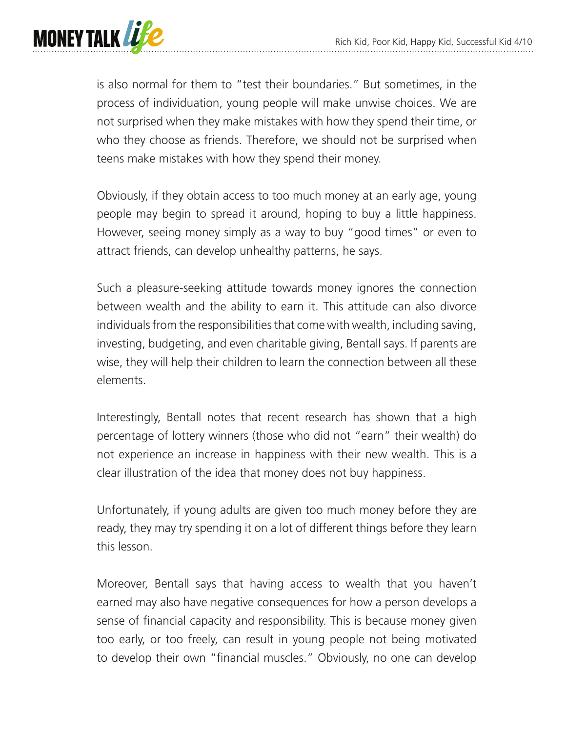is also normal for them to "test their boundaries." But sometimes, in the process of individuation, young people will make unwise choices. We are not surprised when they make mistakes with how they spend their time, or who they choose as friends. Therefore, we should not be surprised when teens make mistakes with how they spend their money.

Obviously, if they obtain access to too much money at an early age, young people may begin to spread it around, hoping to buy a little happiness. However, seeing money simply as a way to buy "good times" or even to attract friends, can develop unhealthy patterns, he says.

Such a pleasure-seeking attitude towards money ignores the connection between wealth and the ability to earn it. This attitude can also divorce individuals from the responsibilities that come with wealth, including saving, investing, budgeting, and even charitable giving, Bentall says. If parents are wise, they will help their children to learn the connection between all these elements.

Interestingly, Bentall notes that recent research has shown that a high percentage of lottery winners (those who did not "earn" their wealth) do not experience an increase in happiness with their new wealth. This is a clear illustration of the idea that money does not buy happiness.

Unfortunately, if young adults are given too much money before they are ready, they may try spending it on a lot of different things before they learn this lesson.

Moreover, Bentall says that having access to wealth that you haven't earned may also have negative consequences for how a person develops a sense of financial capacity and responsibility. This is because money given too early, or too freely, can result in young people not being motivated to develop their own "financial muscles." Obviously, no one can develop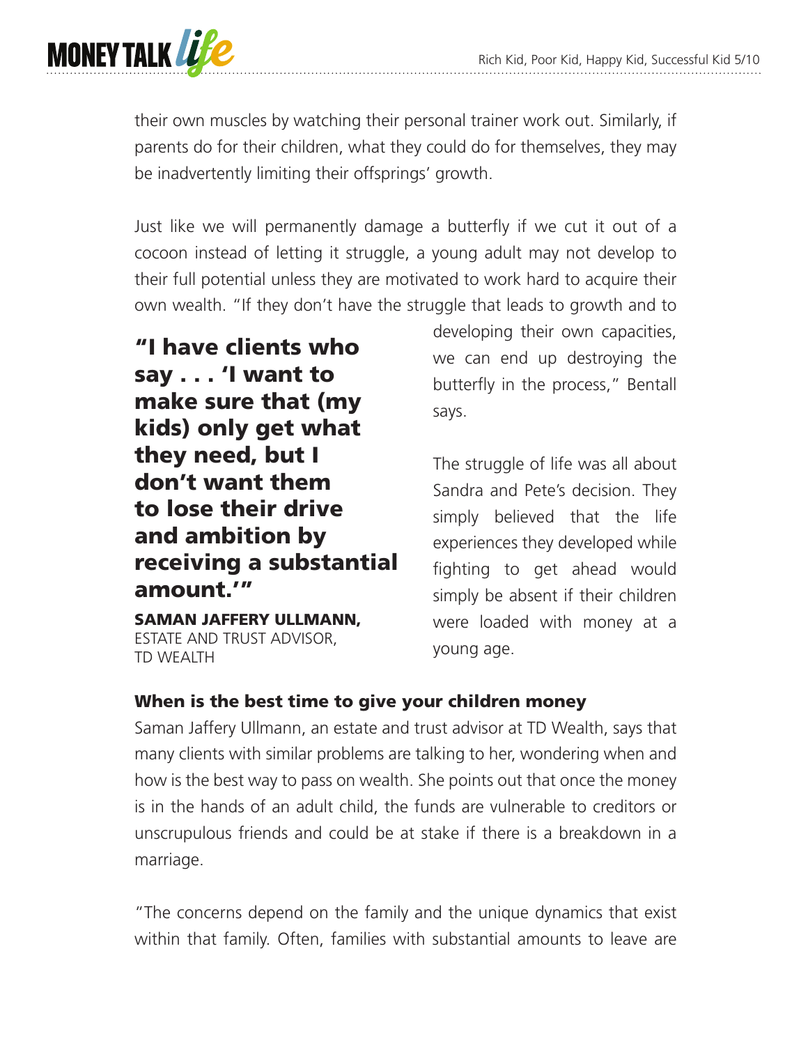their own muscles by watching their personal trainer work out. Similarly, if parents do for their children, what they could do for themselves, they may be inadvertently limiting their offsprings' growth.

Just like we will permanently damage a butterfly if we cut it out of a cocoon instead of letting it struggle, a young adult may not develop to their full potential unless they are motivated to work hard to acquire their own wealth. "If they don't have the struggle that leads to growth and to developing their own capacities, we can end up destroying the butterfly in the process," Bentall says.

**"I have clients who say . . . 'I want to make sure that (my kids) only get what they need, but I don't want them to lose their drive and ambition by receiving a substantial amount.'"**

**SAMAN JAFFERY ULLMANN,**
ESTATE AND TRUST ADVISOR,
TD WEALTH

The struggle of life was all about Sandra and Pete's decision. They simply believed that the life experiences they developed while fighting to get ahead would simply be absent if their children were loaded with money at a young age.

### When is the best time to give your children money

Saman Jaffery Ullmann, an estate and trust advisor at TD Wealth, says that many clients with similar problems are talking to her, wondering when and how is the best way to pass on wealth. She points out that once the money is in the hands of an adult child, the funds are vulnerable to creditors or unscrupulous friends and could be at stake if there is a breakdown in a marriage.

"The concerns depend on the family and the unique dynamics that exist within that family. Often, families with substantial amounts to leave are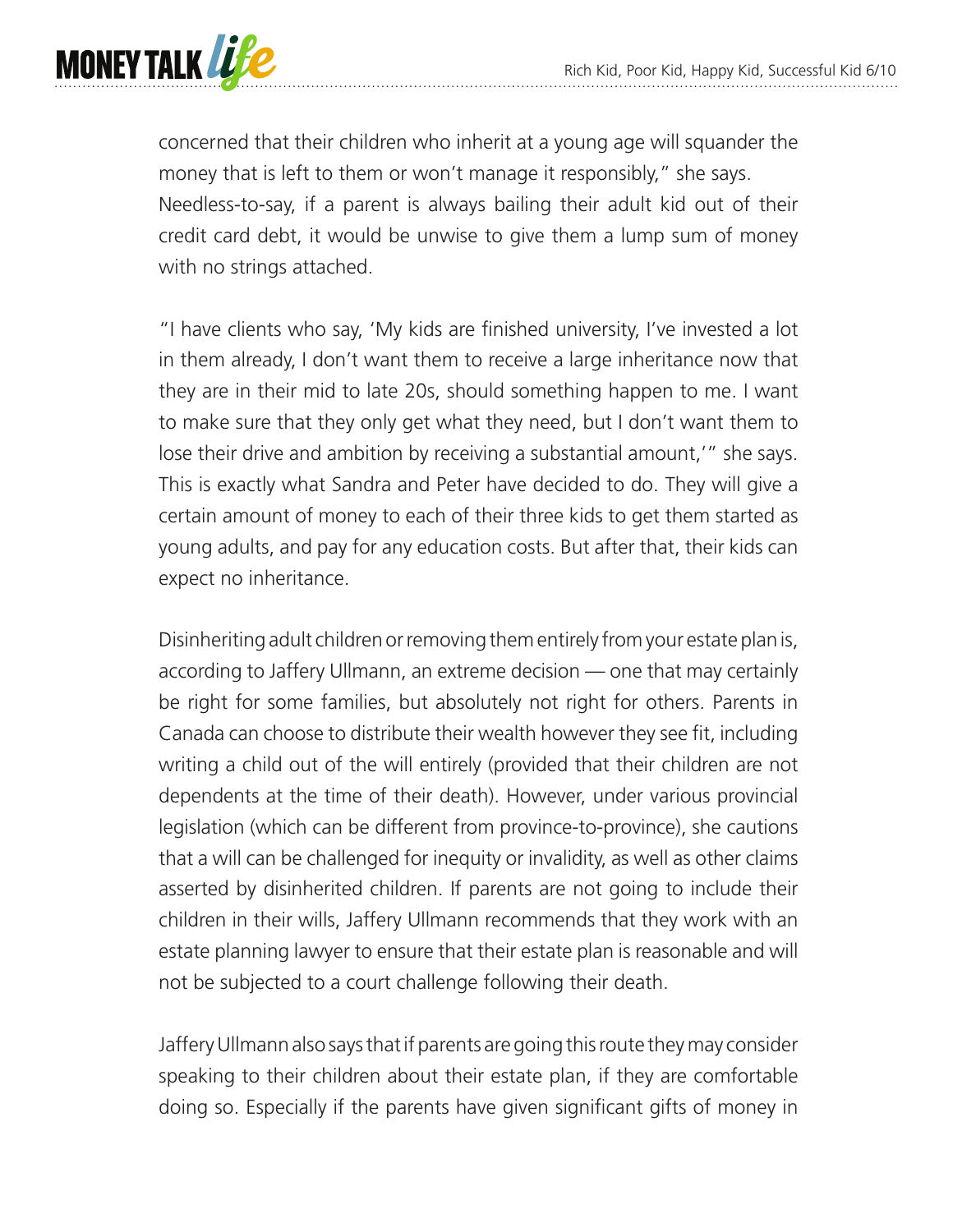concerned that their children who inherit at a young age will squander the money that is left to them or won't manage it responsibly," she says. Needless-to-say, if a parent is always bailing their adult kid out of their credit card debt, it would be unwise to give them a lump sum of money with no strings attached.

"I have clients who say, 'My kids are finished university, I've invested a lot in them already, I don't want them to receive a large inheritance now that they are in their mid to late 20s, should something happen to me. I want to make sure that they only get what they need, but I don't want them to lose their drive and ambition by receiving a substantial amount,'" she says. This is exactly what Sandra and Peter have decided to do. They will give a certain amount of money to each of their three kids to get them started as young adults, and pay for any education costs. But after that, their kids can expect no inheritance.

Disinheriting adult children or removing them entirely from your estate plan is, according to Jaffery Ullmann, an extreme decision — one that may certainly be right for some families, but absolutely not right for others. Parents in Canada can choose to distribute their wealth however they see fit, including writing a child out of the will entirely (provided that their children are not dependents at the time of their death). However, under various provincial legislation (which can be different from province-to-province), she cautions that a will can be challenged for inequity or invalidity, as well as other claims asserted by disinherited children. If parents are not going to include their children in their wills, Jaffery Ullmann recommends that they work with an estate planning lawyer to ensure that their estate plan is reasonable and will not be subjected to a court challenge following their death.

Jaffery Ullmann also says that if parents are going this route they may consider speaking to their children about their estate plan, if they are comfortable doing so. Especially if the parents have given significant gifts of money in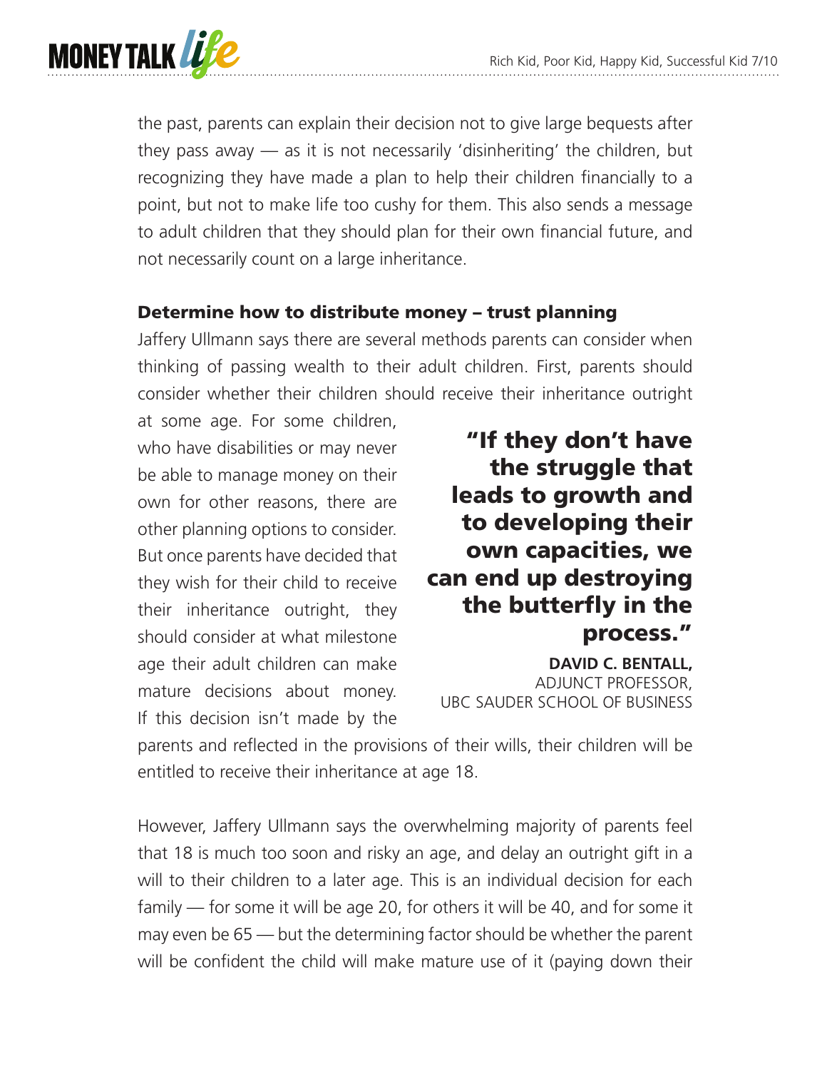the past, parents can explain their decision not to give large bequests after they pass away — as it is not necessarily 'disinheriting' the children, but recognizing they have made a plan to help their children financially to a point, but not to make life too cushy for them. This also sends a message to adult children that they should plan for their own financial future, and not necessarily count on a large inheritance.

### Determine how to distribute money – trust planning

Jaffery Ullmann says there are several methods parents can consider when thinking of passing wealth to their adult children. First, parents should consider whether their children should receive their inheritance outright at some age. For some children, who have disabilities or may never be able to manage money on their own for other reasons, there are other planning options to consider. But once parents have decided that they wish for their child to receive their inheritance outright, they should consider at what milestone age their adult children can make mature decisions about money. If this decision isn't made by the parents and reflected in the provisions of their wills, their children will be entitled to receive their inheritance at age 18.

> **"If they don't have the struggle that leads to growth and to developing their own capacities, we can end up destroying the butterfly in the process."**
>
> **DAVID C. BENTALL,**
> ADJUNCT PROFESSOR,
> UBC SAUDER SCHOOL OF BUSINESS

However, Jaffery Ullmann says the overwhelming majority of parents feel that 18 is much too soon and risky an age, and delay an outright gift in a will to their children to a later age. This is an individual decision for each family — for some it will be age 20, for others it will be 40, and for some it may even be 65 — but the determining factor should be whether the parent will be confident the child will make mature use of it (paying down their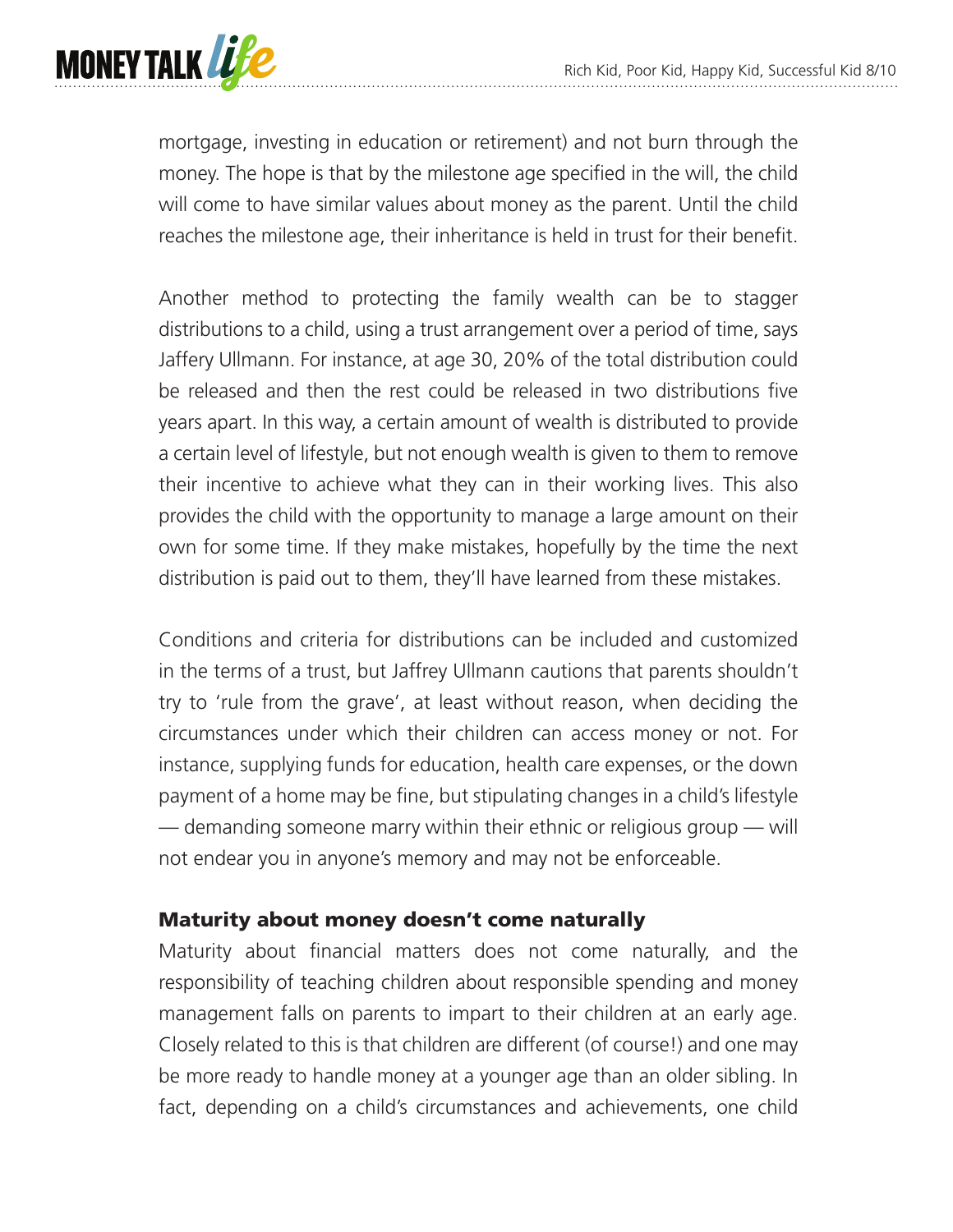mortgage, investing in education or retirement) and not burn through the money. The hope is that by the milestone age specified in the will, the child will come to have similar values about money as the parent. Until the child reaches the milestone age, their inheritance is held in trust for their benefit.

Another method to protecting the family wealth can be to stagger distributions to a child, using a trust arrangement over a period of time, says Jaffery Ullmann. For instance, at age 30, 20% of the total distribution could be released and then the rest could be released in two distributions five years apart. In this way, a certain amount of wealth is distributed to provide a certain level of lifestyle, but not enough wealth is given to them to remove their incentive to achieve what they can in their working lives. This also provides the child with the opportunity to manage a large amount on their own for some time. If they make mistakes, hopefully by the time the next distribution is paid out to them, they'll have learned from these mistakes.

Conditions and criteria for distributions can be included and customized in the terms of a trust, but Jaffrey Ullmann cautions that parents shouldn't try to 'rule from the grave', at least without reason, when deciding the circumstances under which their children can access money or not. For instance, supplying funds for education, health care expenses, or the down payment of a home may be fine, but stipulating changes in a child's lifestyle — demanding someone marry within their ethnic or religious group — will not endear you in anyone's memory and may not be enforceable.

### Maturity about money doesn't come naturally

Maturity about financial matters does not come naturally, and the responsibility of teaching children about responsible spending and money management falls on parents to impart to their children at an early age. Closely related to this is that children are different (of course!) and one may be more ready to handle money at a younger age than an older sibling. In fact, depending on a child's circumstances and achievements, one child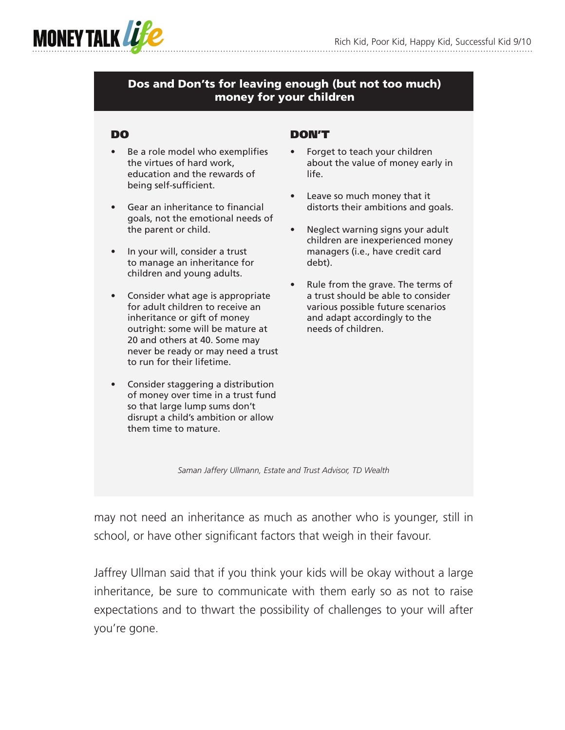## Dos and Don'ts for leaving enough (but not too much) money for your children

### DO

- Be a role model who exemplifies the virtues of hard work, education and the rewards of being self-sufficient.
- Gear an inheritance to financial goals, not the emotional needs of the parent or child.
- In your will, consider a trust to manage an inheritance for children and young adults.
- Consider what age is appropriate for adult children to receive an inheritance or gift of money outright: some will be mature at 20 and others at 40. Some may never be ready or may need a trust to run for their lifetime.
- Consider staggering a distribution of money over time in a trust fund so that large lump sums don't disrupt a child's ambition or allow them time to mature.

### DON'T

- Forget to teach your children about the value of money early in life.
- Leave so much money that it distorts their ambitions and goals.
- Neglect warning signs your adult children are inexperienced money managers (i.e., have credit card debt).
- Rule from the grave. The terms of a trust should be able to consider various possible future scenarios and adapt accordingly to the needs of children.

*Saman Jaffery Ullmann, Estate and Trust Advisor, TD Wealth*

may not need an inheritance as much as another who is younger, still in school, or have other significant factors that weigh in their favour.

Jaffrey Ullman said that if you think your kids will be okay without a large inheritance, be sure to communicate with them early so as not to raise expectations and to thwart the possibility of challenges to your will after you're gone.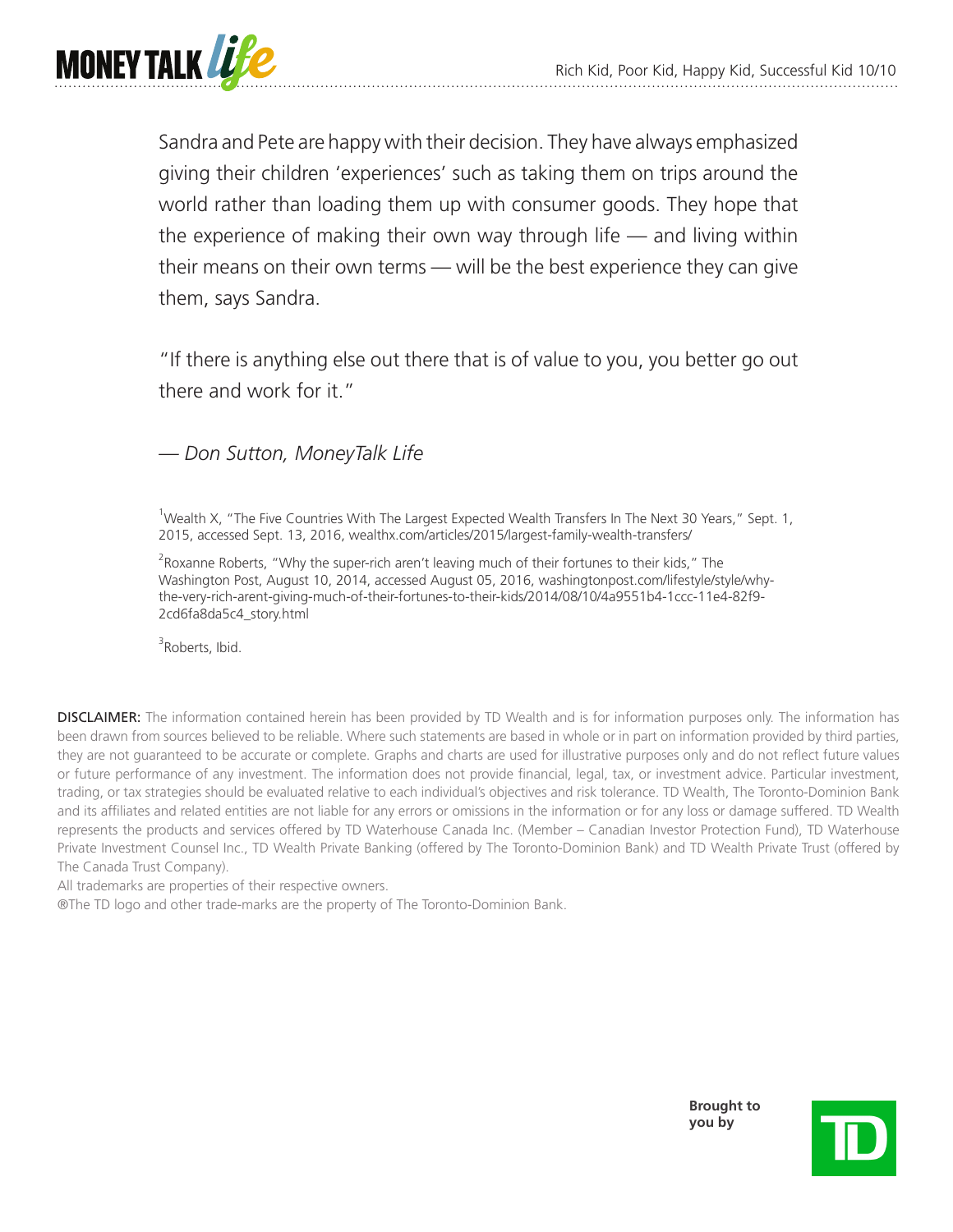Sandra and Pete are happy with their decision. They have always emphasized giving their children 'experiences' such as taking them on trips around the world rather than loading them up with consumer goods. They hope that the experience of making their own way through life — and living within their means on their own terms — will be the best experience they can give them, says Sandra.

"If there is anything else out there that is of value to you, you better go out there and work for it."

*— Don Sutton, MoneyTalk Life*

[1]Wealth X, "The Five Countries With The Largest Expected Wealth Transfers In The Next 30 Years," Sept. 1, 2015, accessed Sept. 13, 2016, wealthx.com/articles/2015/largest-family-wealth-transfers/

[2]Roxanne Roberts, "Why the super-rich aren't leaving much of their fortunes to their kids," The Washington Post, August 10, 2014, accessed August 05, 2016, washingtonpost.com/lifestyle/style/why-the-very-rich-arent-giving-much-of-their-fortunes-to-their-kids/2014/08/10/4a9551b4-1ccc-11e4-82f9-2cd6fa8da5c4_story.html

[3]Roberts, Ibid.

**DISCLAIMER:** The information contained herein has been provided by TD Wealth and is for information purposes only. The information has been drawn from sources believed to be reliable. Where such statements are based in whole or in part on information provided by third parties, they are not guaranteed to be accurate or complete. Graphs and charts are used for illustrative purposes only and do not reflect future values or future performance of any investment. The information does not provide financial, legal, tax, or investment advice. Particular investment, trading, or tax strategies should be evaluated relative to each individual's objectives and risk tolerance. TD Wealth, The Toronto-Dominion Bank and its affiliates and related entities are not liable for any errors or omissions in the information or for any loss or damage suffered. TD Wealth represents the products and services offered by TD Waterhouse Canada Inc. (Member – Canadian Investor Protection Fund), TD Waterhouse Private Investment Counsel Inc., TD Wealth Private Banking (offered by The Toronto-Dominion Bank) and TD Wealth Private Trust (offered by The Canada Trust Company).

All trademarks are properties of their respective owners.

®The TD logo and other trade-marks are the property of The Toronto-Dominion Bank.

**Brought to you by**